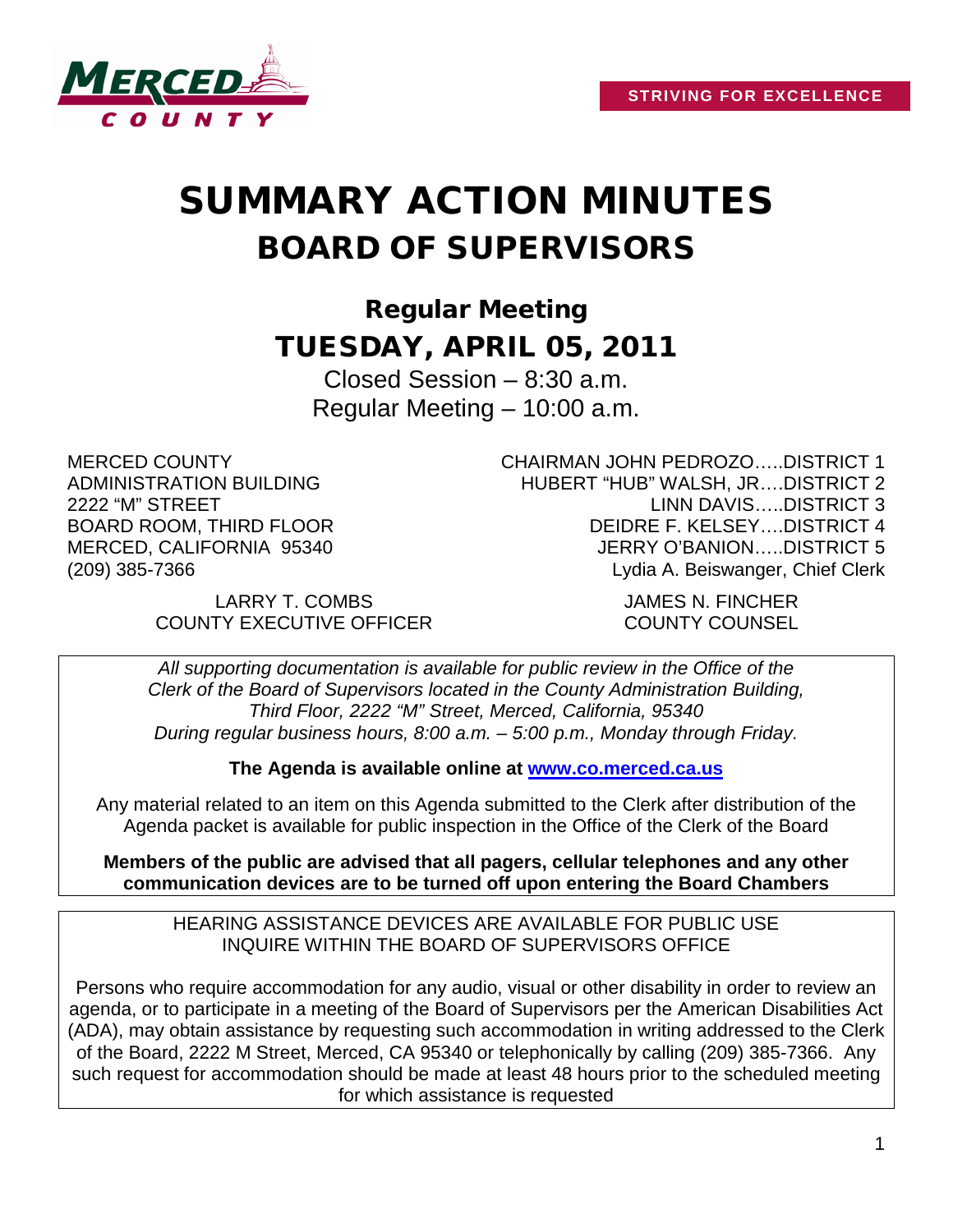STRIVING FOR EXCELLENCE

# SUMMARY ACTION MINUTES
# BOARD OF SUPERVISORS

## Regular Meeting
## TUESDAY, APRIL 05, 2011

Closed Session – 8:30 a.m.
Regular Meeting – 10:00 a.m.

MERCED COUNTY
ADMINISTRATION BUILDING
2222 "M" STREET
BOARD ROOM, THIRD FLOOR
MERCED, CALIFORNIA 95340
(209) 385-7366

CHAIRMAN JOHN PEDROZO…..DISTRICT 1
HUBERT "HUB" WALSH, JR….DISTRICT 2
LINN DAVIS…..DISTRICT 3
DEIDRE F. KELSEY….DISTRICT 4
JERRY O'BANION…..DISTRICT 5
Lydia A. Beiswanger, Chief Clerk

LARRY T. COMBS
COUNTY EXECUTIVE OFFICER

JAMES N. FINCHER
COUNTY COUNSEL

*All supporting documentation is available for public review in the Office of the Clerk of the Board of Supervisors located in the County Administration Building, Third Floor, 2222 "M" Street, Merced, California, 95340 During regular business hours, 8:00 a.m. – 5:00 p.m., Monday through Friday.*

**The Agenda is available online at [www.co.merced.ca.us](http://www.co.merced.ca.us)**

Any material related to an item on this Agenda submitted to the Clerk after distribution of the Agenda packet is available for public inspection in the Office of the Clerk of the Board

**Members of the public are advised that all pagers, cellular telephones and any other communication devices are to be turned off upon entering the Board Chambers**

HEARING ASSISTANCE DEVICES ARE AVAILABLE FOR PUBLIC USE
INQUIRE WITHIN THE BOARD OF SUPERVISORS OFFICE

Persons who require accommodation for any audio, visual or other disability in order to review an agenda, or to participate in a meeting of the Board of Supervisors per the American Disabilities Act (ADA), may obtain assistance by requesting such accommodation in writing addressed to the Clerk of the Board, 2222 M Street, Merced, CA 95340 or telephonically by calling (209) 385-7366. Any such request for accommodation should be made at least 48 hours prior to the scheduled meeting for which assistance is requested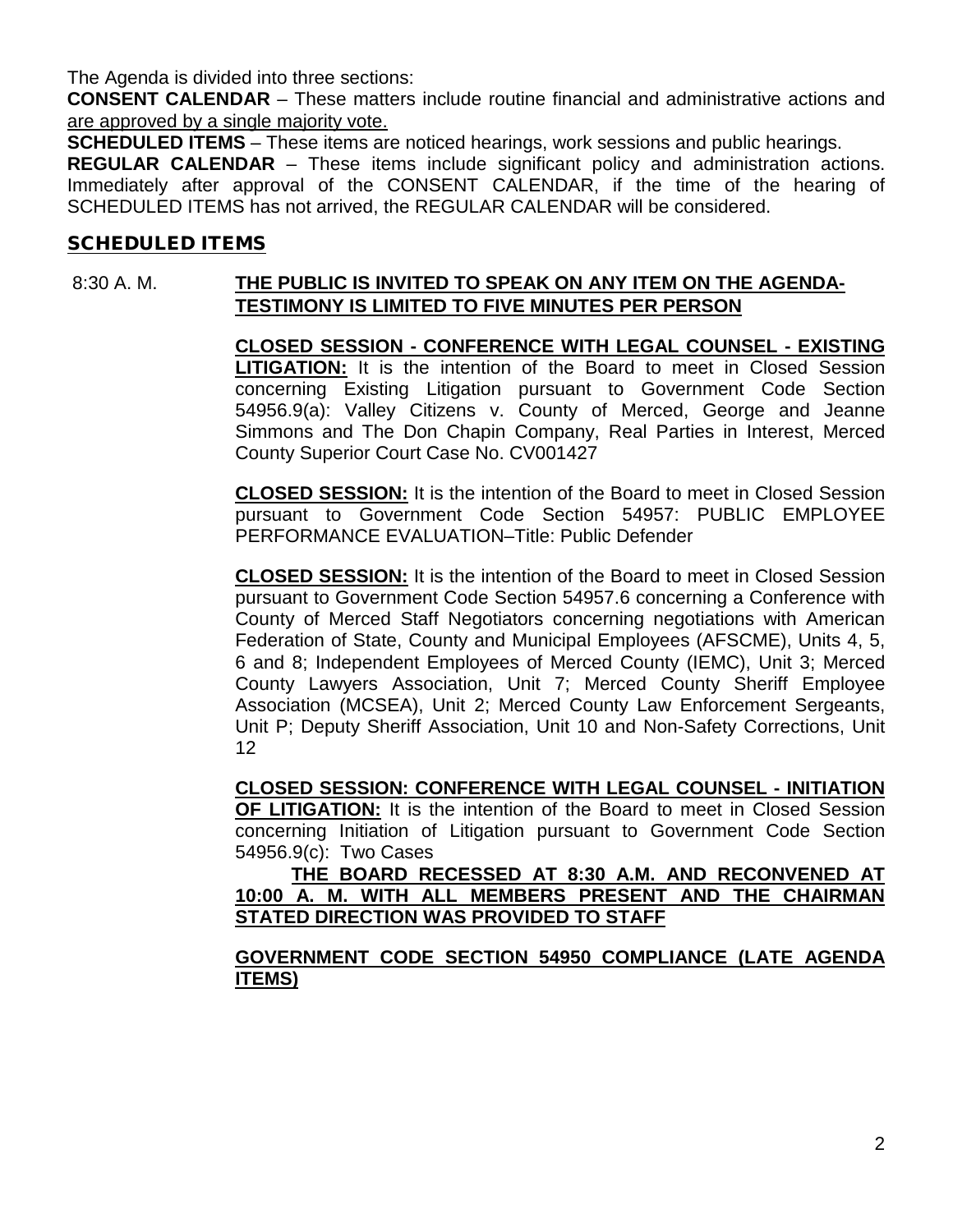The Agenda is divided into three sections:

**CONSENT CALENDAR** – These matters include routine financial and administrative actions and <u>are approved by a single majority vote.</u>

**SCHEDULED ITEMS** – These items are noticed hearings, work sessions and public hearings.

**REGULAR CALENDAR** – These items include significant policy and administration actions. Immediately after approval of the CONSENT CALENDAR, if the time of the hearing of SCHEDULED ITEMS has not arrived, the REGULAR CALENDAR will be considered.

## SCHEDULED ITEMS

8:30 A. M. **<u>THE PUBLIC IS INVITED TO SPEAK ON ANY ITEM ON THE AGENDA-TESTIMONY IS LIMITED TO FIVE MINUTES PER PERSON</u>**

**<u>CLOSED SESSION - CONFERENCE WITH LEGAL COUNSEL - EXISTING LITIGATION:</u>** It is the intention of the Board to meet in Closed Session concerning Existing Litigation pursuant to Government Code Section 54956.9(a): Valley Citizens v. County of Merced, George and Jeanne Simmons and The Don Chapin Company, Real Parties in Interest, Merced County Superior Court Case No. CV001427

**<u>CLOSED SESSION:</u>** It is the intention of the Board to meet in Closed Session pursuant to Government Code Section 54957: PUBLIC EMPLOYEE PERFORMANCE EVALUATION–Title: Public Defender

**<u>CLOSED SESSION:</u>** It is the intention of the Board to meet in Closed Session pursuant to Government Code Section 54957.6 concerning a Conference with County of Merced Staff Negotiators concerning negotiations with American Federation of State, County and Municipal Employees (AFSCME), Units 4, 5, 6 and 8; Independent Employees of Merced County (IEMC), Unit 3; Merced County Lawyers Association, Unit 7; Merced County Sheriff Employee Association (MCSEA), Unit 2; Merced County Law Enforcement Sergeants, Unit P; Deputy Sheriff Association, Unit 10 and Non-Safety Corrections, Unit 12

**<u>CLOSED SESSION: CONFERENCE WITH LEGAL COUNSEL - INITIATION OF LITIGATION:</u>** It is the intention of the Board to meet in Closed Session concerning Initiation of Litigation pursuant to Government Code Section 54956.9(c): Two Cases

**<u>THE BOARD RECESSED AT 8:30 A.M. AND RECONVENED AT 10:00 A. M. WITH ALL MEMBERS PRESENT AND THE CHAIRMAN STATED DIRECTION WAS PROVIDED TO STAFF</u>**

**<u>GOVERNMENT CODE SECTION 54950 COMPLIANCE (LATE AGENDA ITEMS)</u>**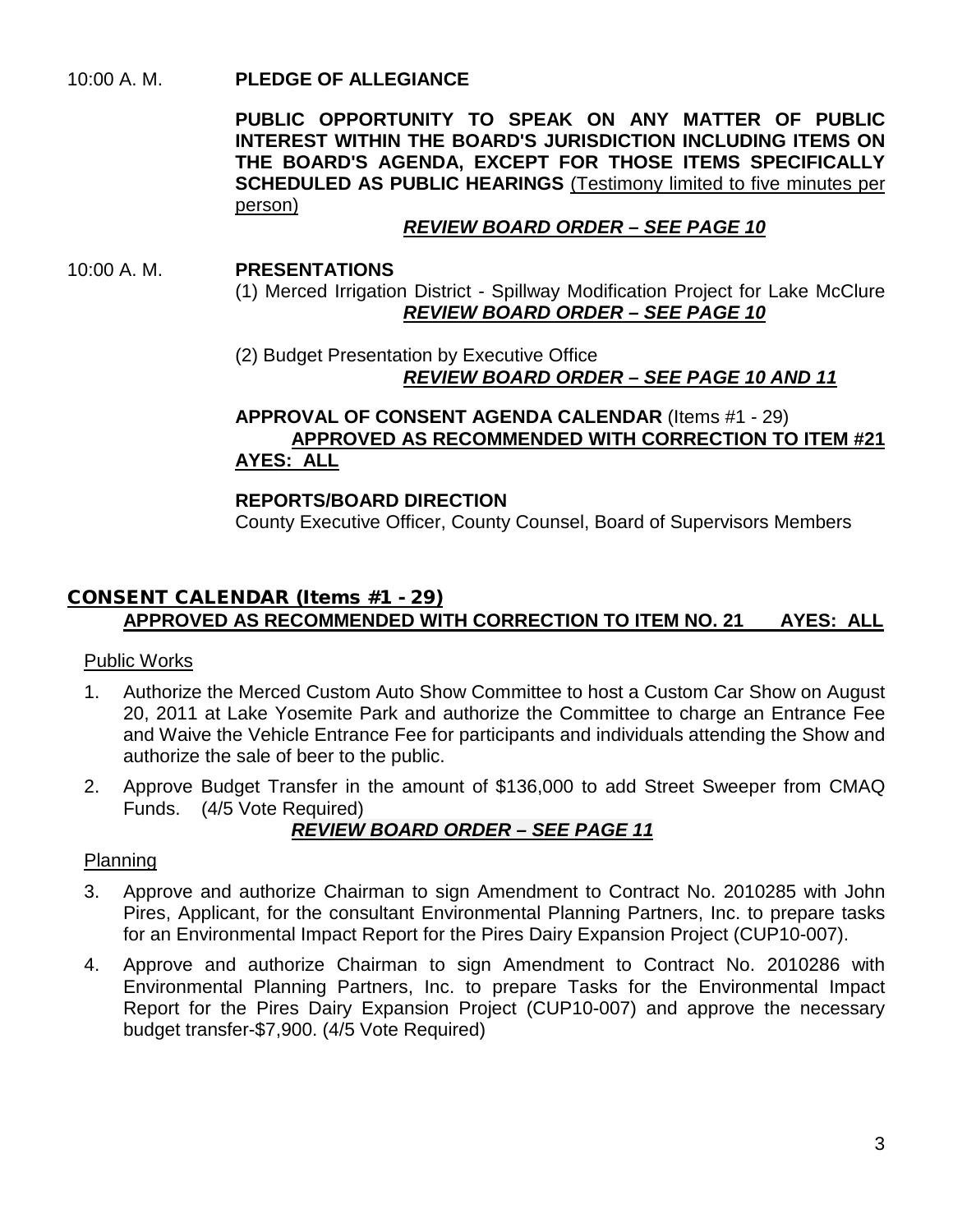10:00 A. M. **PLEDGE OF ALLEGIANCE**

**PUBLIC OPPORTUNITY TO SPEAK ON ANY MATTER OF PUBLIC INTEREST WITHIN THE BOARD'S JURISDICTION INCLUDING ITEMS ON THE BOARD'S AGENDA, EXCEPT FOR THOSE ITEMS SPECIFICALLY SCHEDULED AS PUBLIC HEARINGS** (Testimony limited to five minutes per person)

***REVIEW BOARD ORDER – SEE PAGE 10***

10:00 A. M. **PRESENTATIONS**

(1) Merced Irrigation District - Spillway Modification Project for Lake McClure
***REVIEW BOARD ORDER – SEE PAGE 10***

(2) Budget Presentation by Executive Office
***REVIEW BOARD ORDER – SEE PAGE 10 AND 11***

**APPROVAL OF CONSENT AGENDA CALENDAR** (Items #1 - 29)
**APPROVED AS RECOMMENDED WITH CORRECTION TO ITEM #21**
**AYES: ALL**

**REPORTS/BOARD DIRECTION**
County Executive Officer, County Counsel, Board of Supervisors Members

## CONSENT CALENDAR (Items #1 - 29)

**APPROVED AS RECOMMENDED WITH CORRECTION TO ITEM NO. 21 AYES: ALL**

Public Works

1. Authorize the Merced Custom Auto Show Committee to host a Custom Car Show on August 20, 2011 at Lake Yosemite Park and authorize the Committee to charge an Entrance Fee and Waive the Vehicle Entrance Fee for participants and individuals attending the Show and authorize the sale of beer to the public.
2. Approve Budget Transfer in the amount of $136,000 to add Street Sweeper from CMAQ Funds. (4/5 Vote Required)
***REVIEW BOARD ORDER – SEE PAGE 11***

Planning

3. Approve and authorize Chairman to sign Amendment to Contract No. 2010285 with John Pires, Applicant, for the consultant Environmental Planning Partners, Inc. to prepare tasks for an Environmental Impact Report for the Pires Dairy Expansion Project (CUP10-007).
4. Approve and authorize Chairman to sign Amendment to Contract No. 2010286 with Environmental Planning Partners, Inc. to prepare Tasks for the Environmental Impact Report for the Pires Dairy Expansion Project (CUP10-007) and approve the necessary budget transfer-$7,900. (4/5 Vote Required)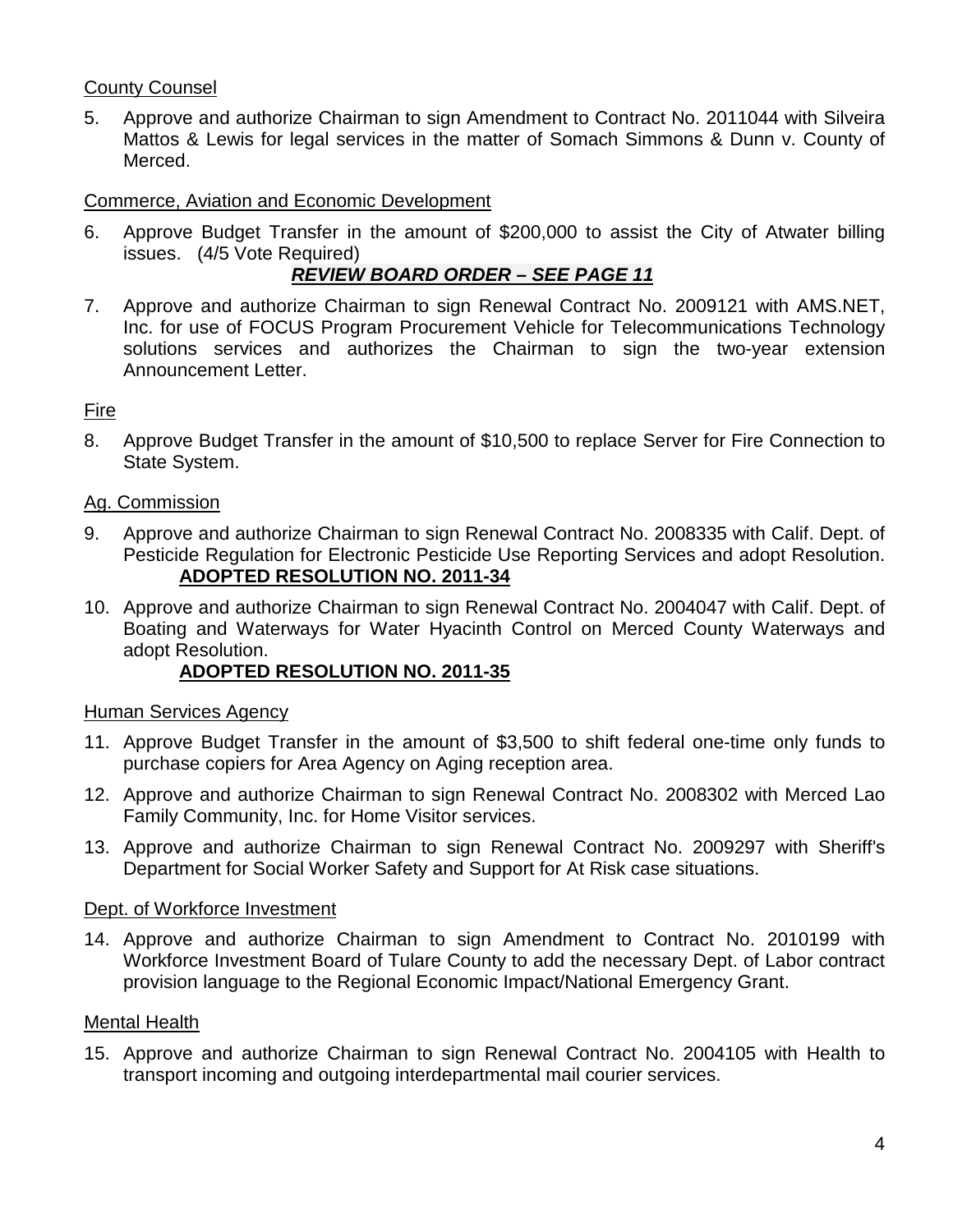County Counsel

5. Approve and authorize Chairman to sign Amendment to Contract No. 2011044 with Silveira Mattos & Lewis for legal services in the matter of Somach Simmons & Dunn v. County of Merced.

Commerce, Aviation and Economic Development

6. Approve Budget Transfer in the amount of $200,000 to assist the City of Atwater billing issues. (4/5 Vote Required)

   ***REVIEW BOARD ORDER – SEE PAGE 11***

7. Approve and authorize Chairman to sign Renewal Contract No. 2009121 with AMS.NET, Inc. for use of FOCUS Program Procurement Vehicle for Telecommunications Technology solutions services and authorizes the Chairman to sign the two-year extension Announcement Letter.

Fire

8. Approve Budget Transfer in the amount of $10,500 to replace Server for Fire Connection to State System.

Ag. Commission

9. Approve and authorize Chairman to sign Renewal Contract No. 2008335 with Calif. Dept. of Pesticide Regulation for Electronic Pesticide Use Reporting Services and adopt Resolution.

   **ADOPTED RESOLUTION NO. 2011-34**

10. Approve and authorize Chairman to sign Renewal Contract No. 2004047 with Calif. Dept. of Boating and Waterways for Water Hyacinth Control on Merced County Waterways and adopt Resolution.

    **ADOPTED RESOLUTION NO. 2011-35**

Human Services Agency

11. Approve Budget Transfer in the amount of $3,500 to shift federal one-time only funds to purchase copiers for Area Agency on Aging reception area.

12. Approve and authorize Chairman to sign Renewal Contract No. 2008302 with Merced Lao Family Community, Inc. for Home Visitor services.

13. Approve and authorize Chairman to sign Renewal Contract No. 2009297 with Sheriff's Department for Social Worker Safety and Support for At Risk case situations.

Dept. of Workforce Investment

14. Approve and authorize Chairman to sign Amendment to Contract No. 2010199 with Workforce Investment Board of Tulare County to add the necessary Dept. of Labor contract provision language to the Regional Economic Impact/National Emergency Grant.

Mental Health

15. Approve and authorize Chairman to sign Renewal Contract No. 2004105 with Health to transport incoming and outgoing interdepartmental mail courier services.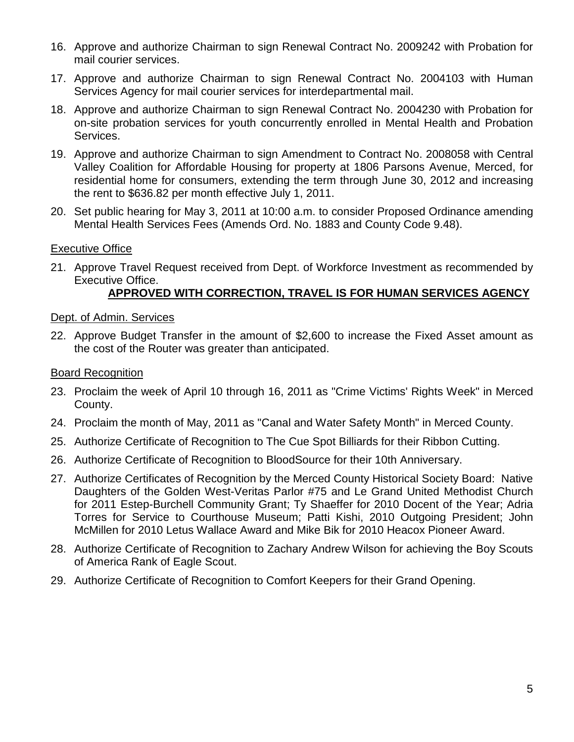16. Approve and authorize Chairman to sign Renewal Contract No. 2009242 with Probation for mail courier services.

17. Approve and authorize Chairman to sign Renewal Contract No. 2004103 with Human Services Agency for mail courier services for interdepartmental mail.

18. Approve and authorize Chairman to sign Renewal Contract No. 2004230 with Probation for on-site probation services for youth concurrently enrolled in Mental Health and Probation Services.

19. Approve and authorize Chairman to sign Amendment to Contract No. 2008058 with Central Valley Coalition for Affordable Housing for property at 1806 Parsons Avenue, Merced, for residential home for consumers, extending the term through June 30, 2012 and increasing the rent to $636.82 per month effective July 1, 2011.

20. Set public hearing for May 3, 2011 at 10:00 a.m. to consider Proposed Ordinance amending Mental Health Services Fees (Amends Ord. No. 1883 and County Code 9.48).

<u>Executive Office</u>

21. Approve Travel Request received from Dept. of Workforce Investment as recommended by Executive Office.

    **<u>APPROVED WITH CORRECTION, TRAVEL IS FOR HUMAN SERVICES AGENCY</u>**

<u>Dept. of Admin. Services</u>

22. Approve Budget Transfer in the amount of $2,600 to increase the Fixed Asset amount as the cost of the Router was greater than anticipated.

<u>Board Recognition</u>

23. Proclaim the week of April 10 through 16, 2011 as "Crime Victims' Rights Week" in Merced County.

24. Proclaim the month of May, 2011 as "Canal and Water Safety Month" in Merced County.

25. Authorize Certificate of Recognition to The Cue Spot Billiards for their Ribbon Cutting.

26. Authorize Certificate of Recognition to BloodSource for their 10th Anniversary.

27. Authorize Certificates of Recognition by the Merced County Historical Society Board: Native Daughters of the Golden West-Veritas Parlor #75 and Le Grand United Methodist Church for 2011 Estep-Burchell Community Grant; Ty Shaeffer for 2010 Docent of the Year; Adria Torres for Service to Courthouse Museum; Patti Kishi, 2010 Outgoing President; John McMillen for 2010 Letus Wallace Award and Mike Bik for 2010 Heacox Pioneer Award.

28. Authorize Certificate of Recognition to Zachary Andrew Wilson for achieving the Boy Scouts of America Rank of Eagle Scout.

29. Authorize Certificate of Recognition to Comfort Keepers for their Grand Opening.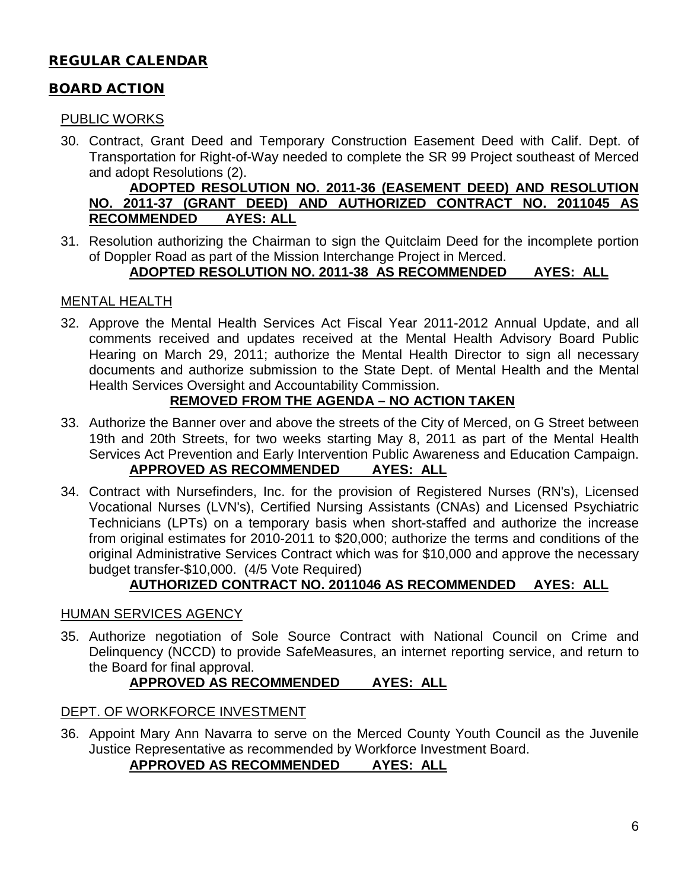## REGULAR CALENDAR

## BOARD ACTION

### PUBLIC WORKS

30. Contract, Grant Deed and Temporary Construction Easement Deed with Calif. Dept. of Transportation for Right-of-Way needed to complete the SR 99 Project southeast of Merced and adopt Resolutions (2).

**ADOPTED RESOLUTION NO. 2011-36 (EASEMENT DEED) AND RESOLUTION NO. 2011-37 (GRANT DEED) AND AUTHORIZED CONTRACT NO. 2011045 AS RECOMMENDED AYES: ALL**

31. Resolution authorizing the Chairman to sign the Quitclaim Deed for the incomplete portion of Doppler Road as part of the Mission Interchange Project in Merced.

**ADOPTED RESOLUTION NO. 2011-38 AS RECOMMENDED AYES: ALL**

### MENTAL HEALTH

32. Approve the Mental Health Services Act Fiscal Year 2011-2012 Annual Update, and all comments received and updates received at the Mental Health Advisory Board Public Hearing on March 29, 2011; authorize the Mental Health Director to sign all necessary documents and authorize submission to the State Dept. of Mental Health and the Mental Health Services Oversight and Accountability Commission.

**REMOVED FROM THE AGENDA – NO ACTION TAKEN**

33. Authorize the Banner over and above the streets of the City of Merced, on G Street between 19th and 20th Streets, for two weeks starting May 8, 2011 as part of the Mental Health Services Act Prevention and Early Intervention Public Awareness and Education Campaign.

**APPROVED AS RECOMMENDED AYES: ALL**

34. Contract with Nursefinders, Inc. for the provision of Registered Nurses (RN's), Licensed Vocational Nurses (LVN's), Certified Nursing Assistants (CNAs) and Licensed Psychiatric Technicians (LPTs) on a temporary basis when short-staffed and authorize the increase from original estimates for 2010-2011 to $20,000; authorize the terms and conditions of the original Administrative Services Contract which was for $10,000 and approve the necessary budget transfer-$10,000. (4/5 Vote Required)

**AUTHORIZED CONTRACT NO. 2011046 AS RECOMMENDED AYES: ALL**

### HUMAN SERVICES AGENCY

35. Authorize negotiation of Sole Source Contract with National Council on Crime and Delinquency (NCCD) to provide SafeMeasures, an internet reporting service, and return to the Board for final approval.

**APPROVED AS RECOMMENDED AYES: ALL**

### DEPT. OF WORKFORCE INVESTMENT

36. Appoint Mary Ann Navarra to serve on the Merced County Youth Council as the Juvenile Justice Representative as recommended by Workforce Investment Board.

**APPROVED AS RECOMMENDED AYES: ALL**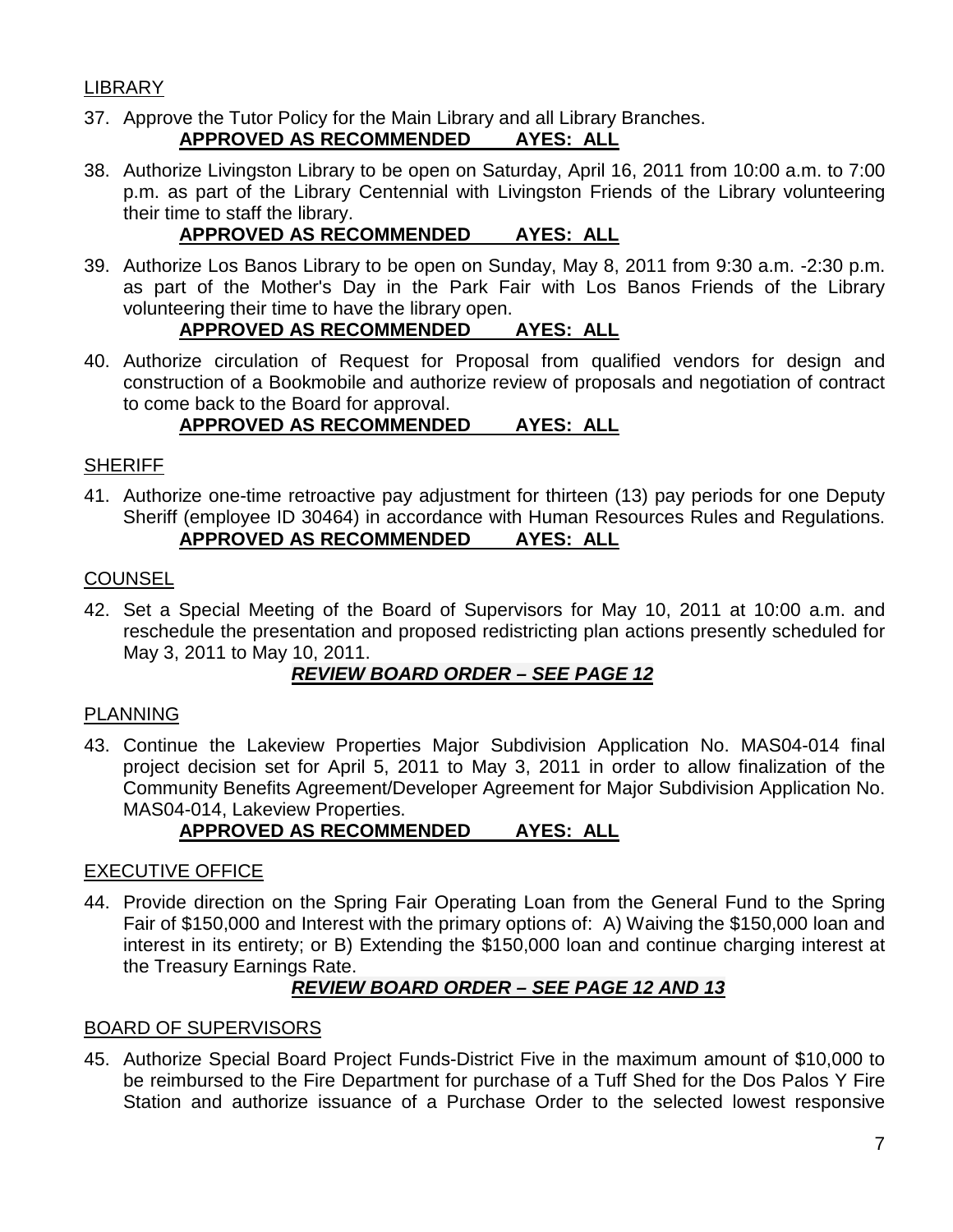LIBRARY

37. Approve the Tutor Policy for the Main Library and all Library Branches.
**APPROVED AS RECOMMENDED AYES: ALL**

38. Authorize Livingston Library to be open on Saturday, April 16, 2011 from 10:00 a.m. to 7:00 p.m. as part of the Library Centennial with Livingston Friends of the Library volunteering their time to staff the library.
**APPROVED AS RECOMMENDED AYES: ALL**

39. Authorize Los Banos Library to be open on Sunday, May 8, 2011 from 9:30 a.m. -2:30 p.m. as part of the Mother's Day in the Park Fair with Los Banos Friends of the Library volunteering their time to have the library open.
**APPROVED AS RECOMMENDED AYES: ALL**

40. Authorize circulation of Request for Proposal from qualified vendors for design and construction of a Bookmobile and authorize review of proposals and negotiation of contract to come back to the Board for approval.
**APPROVED AS RECOMMENDED AYES: ALL**

SHERIFF

41. Authorize one-time retroactive pay adjustment for thirteen (13) pay periods for one Deputy Sheriff (employee ID 30464) in accordance with Human Resources Rules and Regulations.
**APPROVED AS RECOMMENDED AYES: ALL**

COUNSEL

42. Set a Special Meeting of the Board of Supervisors for May 10, 2011 at 10:00 a.m. and reschedule the presentation and proposed redistricting plan actions presently scheduled for May 3, 2011 to May 10, 2011.
***REVIEW BOARD ORDER – SEE PAGE 12***

PLANNING

43. Continue the Lakeview Properties Major Subdivision Application No. MAS04-014 final project decision set for April 5, 2011 to May 3, 2011 in order to allow finalization of the Community Benefits Agreement/Developer Agreement for Major Subdivision Application No. MAS04-014, Lakeview Properties.
**APPROVED AS RECOMMENDED AYES: ALL**

EXECUTIVE OFFICE

44. Provide direction on the Spring Fair Operating Loan from the General Fund to the Spring Fair of $150,000 and Interest with the primary options of: A) Waiving the $150,000 loan and interest in its entirety; or B) Extending the $150,000 loan and continue charging interest at the Treasury Earnings Rate.
***REVIEW BOARD ORDER – SEE PAGE 12 AND 13***

BOARD OF SUPERVISORS

45. Authorize Special Board Project Funds-District Five in the maximum amount of $10,000 to be reimbursed to the Fire Department for purchase of a Tuff Shed for the Dos Palos Y Fire Station and authorize issuance of a Purchase Order to the selected lowest responsive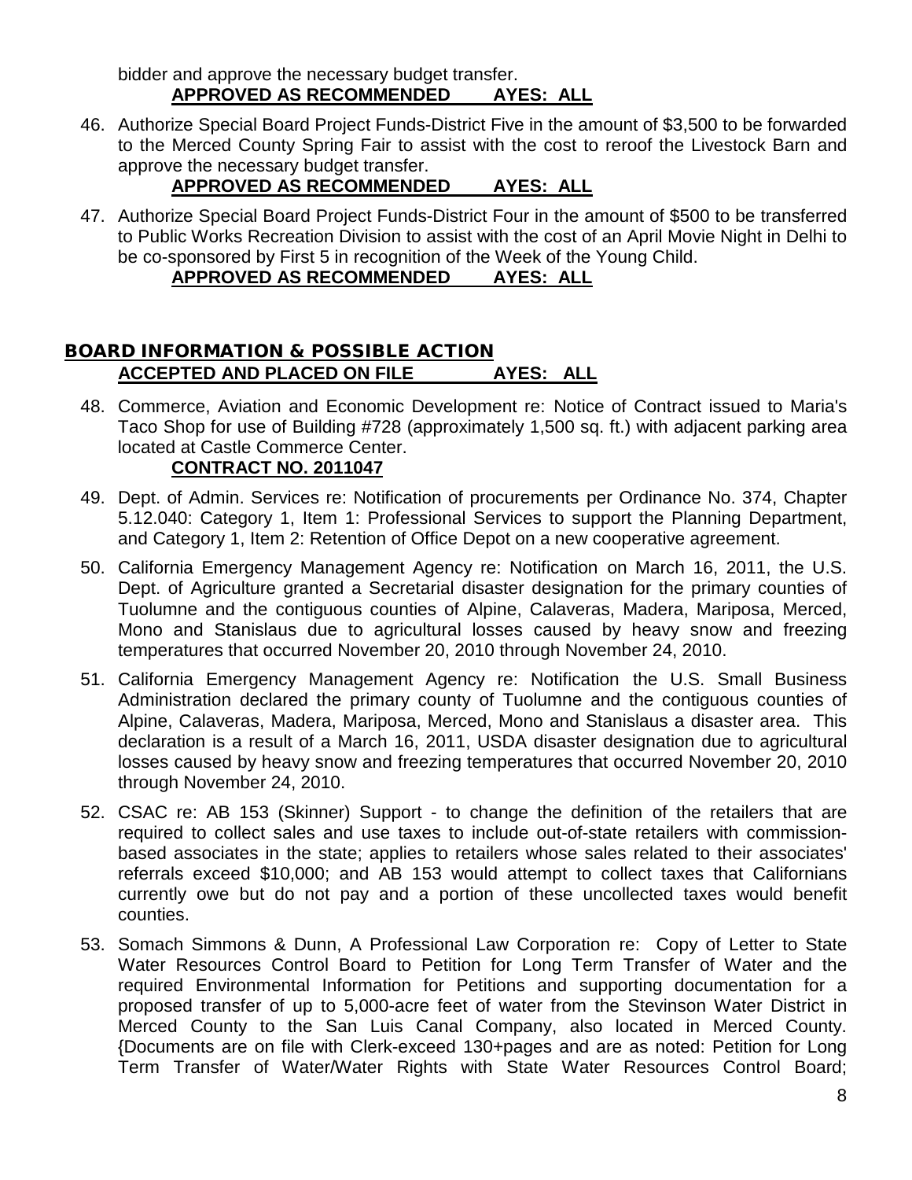bidder and approve the necessary budget transfer.

**APPROVED AS RECOMMENDED AYES: ALL**

46. Authorize Special Board Project Funds-District Five in the amount of $3,500 to be forwarded to the Merced County Spring Fair to assist with the cost to reroof the Livestock Barn and approve the necessary budget transfer.

    **APPROVED AS RECOMMENDED AYES: ALL**

47. Authorize Special Board Project Funds-District Four in the amount of $500 to be transferred to Public Works Recreation Division to assist with the cost of an April Movie Night in Delhi to be co-sponsored by First 5 in recognition of the Week of the Young Child.

    **APPROVED AS RECOMMENDED AYES: ALL**

## BOARD INFORMATION & POSSIBLE ACTION

**ACCEPTED AND PLACED ON FILE AYES: ALL**

48. Commerce, Aviation and Economic Development re: Notice of Contract issued to Maria's Taco Shop for use of Building #728 (approximately 1,500 sq. ft.) with adjacent parking area located at Castle Commerce Center.

    **CONTRACT NO. 2011047**

49. Dept. of Admin. Services re: Notification of procurements per Ordinance No. 374, Chapter 5.12.040: Category 1, Item 1: Professional Services to support the Planning Department, and Category 1, Item 2: Retention of Office Depot on a new cooperative agreement.

50. California Emergency Management Agency re: Notification on March 16, 2011, the U.S. Dept. of Agriculture granted a Secretarial disaster designation for the primary counties of Tuolumne and the contiguous counties of Alpine, Calaveras, Madera, Mariposa, Merced, Mono and Stanislaus due to agricultural losses caused by heavy snow and freezing temperatures that occurred November 20, 2010 through November 24, 2010.

51. California Emergency Management Agency re: Notification the U.S. Small Business Administration declared the primary county of Tuolumne and the contiguous counties of Alpine, Calaveras, Madera, Mariposa, Merced, Mono and Stanislaus a disaster area. This declaration is a result of a March 16, 2011, USDA disaster designation due to agricultural losses caused by heavy snow and freezing temperatures that occurred November 20, 2010 through November 24, 2010.

52. CSAC re: AB 153 (Skinner) Support - to change the definition of the retailers that are required to collect sales and use taxes to include out-of-state retailers with commission-based associates in the state; applies to retailers whose sales related to their associates' referrals exceed $10,000; and AB 153 would attempt to collect taxes that Californians currently owe but do not pay and a portion of these uncollected taxes would benefit counties.

53. Somach Simmons & Dunn, A Professional Law Corporation re: Copy of Letter to State Water Resources Control Board to Petition for Long Term Transfer of Water and the required Environmental Information for Petitions and supporting documentation for a proposed transfer of up to 5,000-acre feet of water from the Stevinson Water District in Merced County to the San Luis Canal Company, also located in Merced County. {Documents are on file with Clerk-exceed 130+pages and are as noted: Petition for Long Term Transfer of Water/Water Rights with State Water Resources Control Board;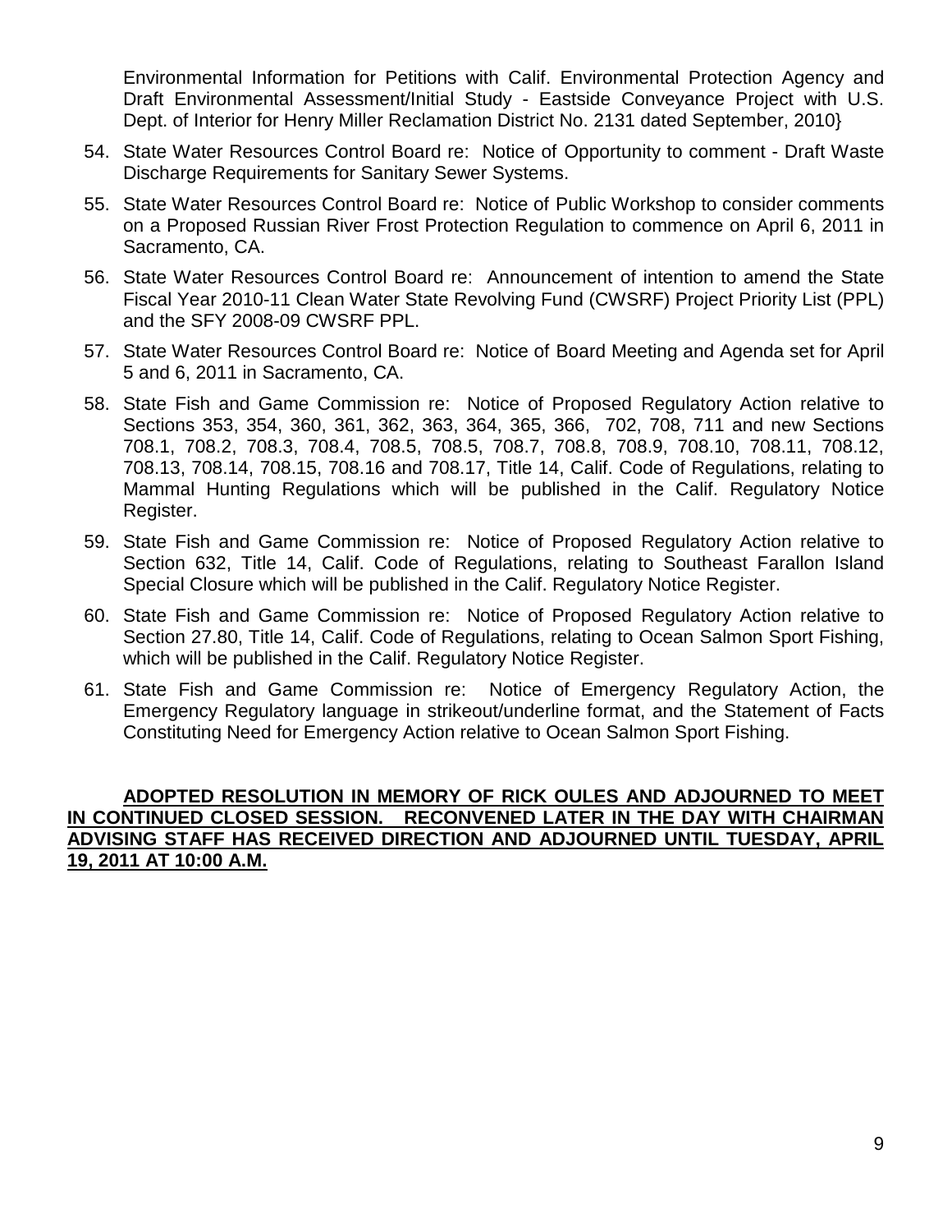Environmental Information for Petitions with Calif. Environmental Protection Agency and Draft Environmental Assessment/Initial Study - Eastside Conveyance Project with U.S. Dept. of Interior for Henry Miller Reclamation District No. 2131 dated September, 2010}

54. State Water Resources Control Board re: Notice of Opportunity to comment - Draft Waste Discharge Requirements for Sanitary Sewer Systems.
55. State Water Resources Control Board re: Notice of Public Workshop to consider comments on a Proposed Russian River Frost Protection Regulation to commence on April 6, 2011 in Sacramento, CA.
56. State Water Resources Control Board re: Announcement of intention to amend the State Fiscal Year 2010-11 Clean Water State Revolving Fund (CWSRF) Project Priority List (PPL) and the SFY 2008-09 CWSRF PPL.
57. State Water Resources Control Board re: Notice of Board Meeting and Agenda set for April 5 and 6, 2011 in Sacramento, CA.
58. State Fish and Game Commission re: Notice of Proposed Regulatory Action relative to Sections 353, 354, 360, 361, 362, 363, 364, 365, 366, 702, 708, 711 and new Sections 708.1, 708.2, 708.3, 708.4, 708.5, 708.5, 708.7, 708.8, 708.9, 708.10, 708.11, 708.12, 708.13, 708.14, 708.15, 708.16 and 708.17, Title 14, Calif. Code of Regulations, relating to Mammal Hunting Regulations which will be published in the Calif. Regulatory Notice Register.
59. State Fish and Game Commission re: Notice of Proposed Regulatory Action relative to Section 632, Title 14, Calif. Code of Regulations, relating to Southeast Farallon Island Special Closure which will be published in the Calif. Regulatory Notice Register.
60. State Fish and Game Commission re: Notice of Proposed Regulatory Action relative to Section 27.80, Title 14, Calif. Code of Regulations, relating to Ocean Salmon Sport Fishing, which will be published in the Calif. Regulatory Notice Register.
61. State Fish and Game Commission re: Notice of Emergency Regulatory Action, the Emergency Regulatory language in strikeout/underline format, and the Statement of Facts Constituting Need for Emergency Action relative to Ocean Salmon Sport Fishing.

**ADOPTED RESOLUTION IN MEMORY OF RICK OULES AND ADJOURNED TO MEET IN CONTINUED CLOSED SESSION. RECONVENED LATER IN THE DAY WITH CHAIRMAN ADVISING STAFF HAS RECEIVED DIRECTION AND ADJOURNED UNTIL TUESDAY, APRIL 19, 2011 AT 10:00 A.M.**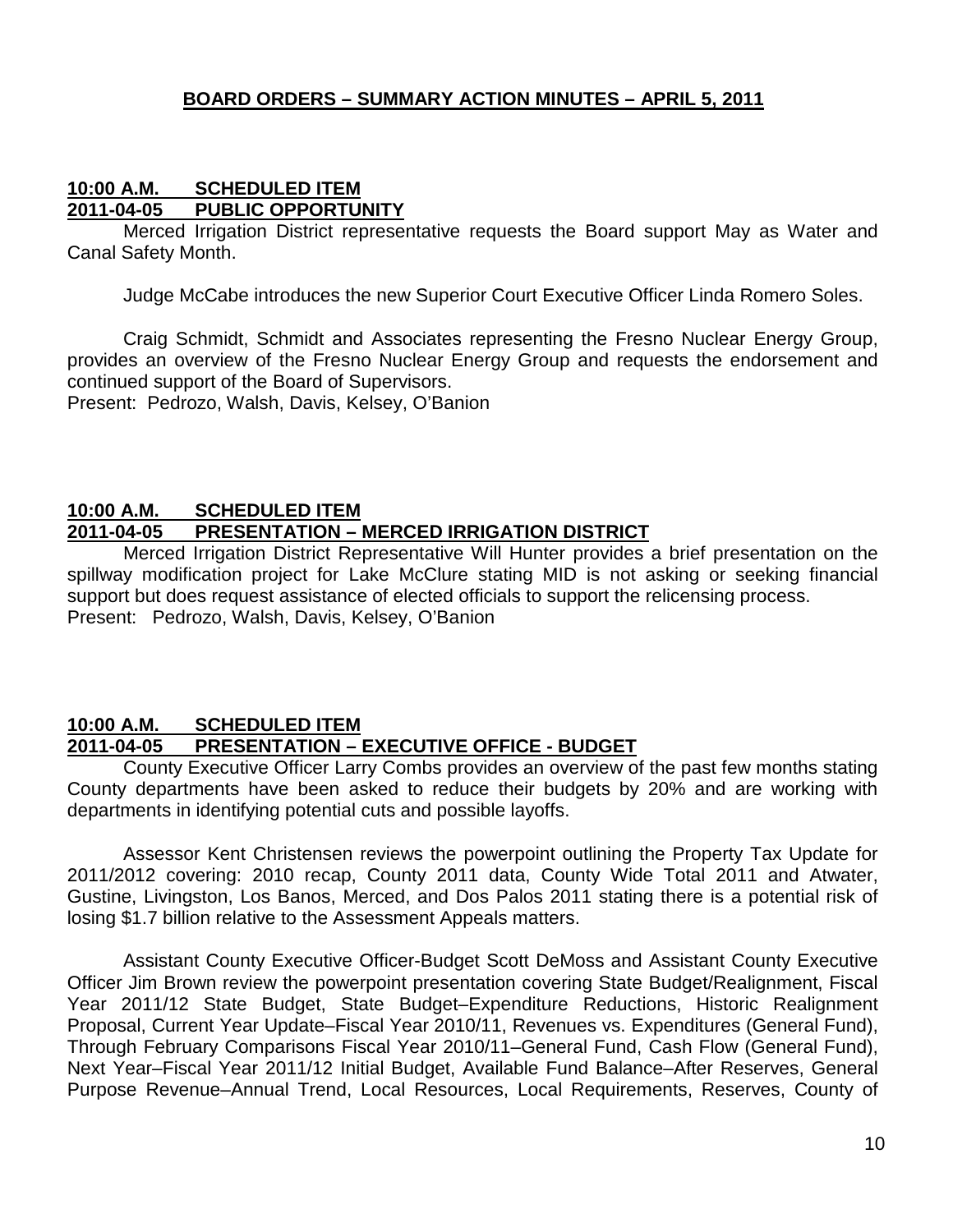**BOARD ORDERS – SUMMARY ACTION MINUTES – APRIL 5, 2011**

**10:00 A.M. SCHEDULED ITEM**
**2011-04-05 PUBLIC OPPORTUNITY**

Merced Irrigation District representative requests the Board support May as Water and Canal Safety Month.

Judge McCabe introduces the new Superior Court Executive Officer Linda Romero Soles.

Craig Schmidt, Schmidt and Associates representing the Fresno Nuclear Energy Group, provides an overview of the Fresno Nuclear Energy Group and requests the endorsement and continued support of the Board of Supervisors.
Present: Pedrozo, Walsh, Davis, Kelsey, O'Banion

**10:00 A.M. SCHEDULED ITEM**
**2011-04-05 PRESENTATION – MERCED IRRIGATION DISTRICT**

Merced Irrigation District Representative Will Hunter provides a brief presentation on the spillway modification project for Lake McClure stating MID is not asking or seeking financial support but does request assistance of elected officials to support the relicensing process.
Present: Pedrozo, Walsh, Davis, Kelsey, O'Banion

**10:00 A.M. SCHEDULED ITEM**
**2011-04-05 PRESENTATION – EXECUTIVE OFFICE - BUDGET**

County Executive Officer Larry Combs provides an overview of the past few months stating County departments have been asked to reduce their budgets by 20% and are working with departments in identifying potential cuts and possible layoffs.

Assessor Kent Christensen reviews the powerpoint outlining the Property Tax Update for 2011/2012 covering: 2010 recap, County 2011 data, County Wide Total 2011 and Atwater, Gustine, Livingston, Los Banos, Merced, and Dos Palos 2011 stating there is a potential risk of losing $1.7 billion relative to the Assessment Appeals matters.

Assistant County Executive Officer-Budget Scott DeMoss and Assistant County Executive Officer Jim Brown review the powerpoint presentation covering State Budget/Realignment, Fiscal Year 2011/12 State Budget, State Budget–Expenditure Reductions, Historic Realignment Proposal, Current Year Update–Fiscal Year 2010/11, Revenues vs. Expenditures (General Fund), Through February Comparisons Fiscal Year 2010/11–General Fund, Cash Flow (General Fund), Next Year–Fiscal Year 2011/12 Initial Budget, Available Fund Balance–After Reserves, General Purpose Revenue–Annual Trend, Local Resources, Local Requirements, Reserves, County of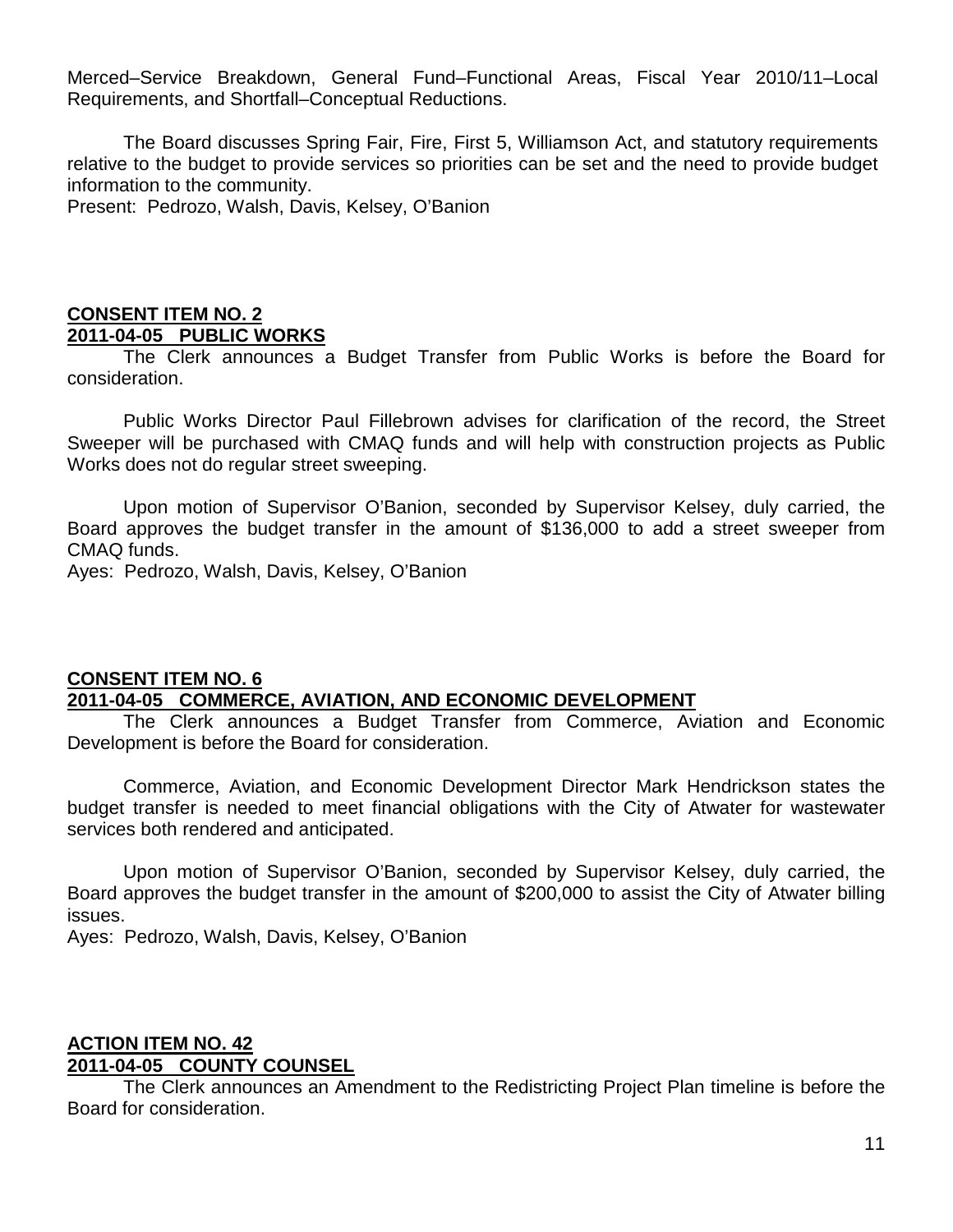Merced–Service Breakdown, General Fund–Functional Areas, Fiscal Year 2010/11–Local Requirements, and Shortfall–Conceptual Reductions.

The Board discusses Spring Fair, Fire, First 5, Williamson Act, and statutory requirements relative to the budget to provide services so priorities can be set and the need to provide budget information to the community.
Present: Pedrozo, Walsh, Davis, Kelsey, O'Banion

**CONSENT ITEM NO. 2**
**2011-04-05 PUBLIC WORKS**

The Clerk announces a Budget Transfer from Public Works is before the Board for consideration.

Public Works Director Paul Fillebrown advises for clarification of the record, the Street Sweeper will be purchased with CMAQ funds and will help with construction projects as Public Works does not do regular street sweeping.

Upon motion of Supervisor O'Banion, seconded by Supervisor Kelsey, duly carried, the Board approves the budget transfer in the amount of $136,000 to add a street sweeper from CMAQ funds.
Ayes: Pedrozo, Walsh, Davis, Kelsey, O'Banion

**CONSENT ITEM NO. 6**
**2011-04-05 COMMERCE, AVIATION, AND ECONOMIC DEVELOPMENT**

The Clerk announces a Budget Transfer from Commerce, Aviation and Economic Development is before the Board for consideration.

Commerce, Aviation, and Economic Development Director Mark Hendrickson states the budget transfer is needed to meet financial obligations with the City of Atwater for wastewater services both rendered and anticipated.

Upon motion of Supervisor O'Banion, seconded by Supervisor Kelsey, duly carried, the Board approves the budget transfer in the amount of $200,000 to assist the City of Atwater billing issues.
Ayes: Pedrozo, Walsh, Davis, Kelsey, O'Banion

**ACTION ITEM NO. 42**
**2011-04-05 COUNTY COUNSEL**

The Clerk announces an Amendment to the Redistricting Project Plan timeline is before the Board for consideration.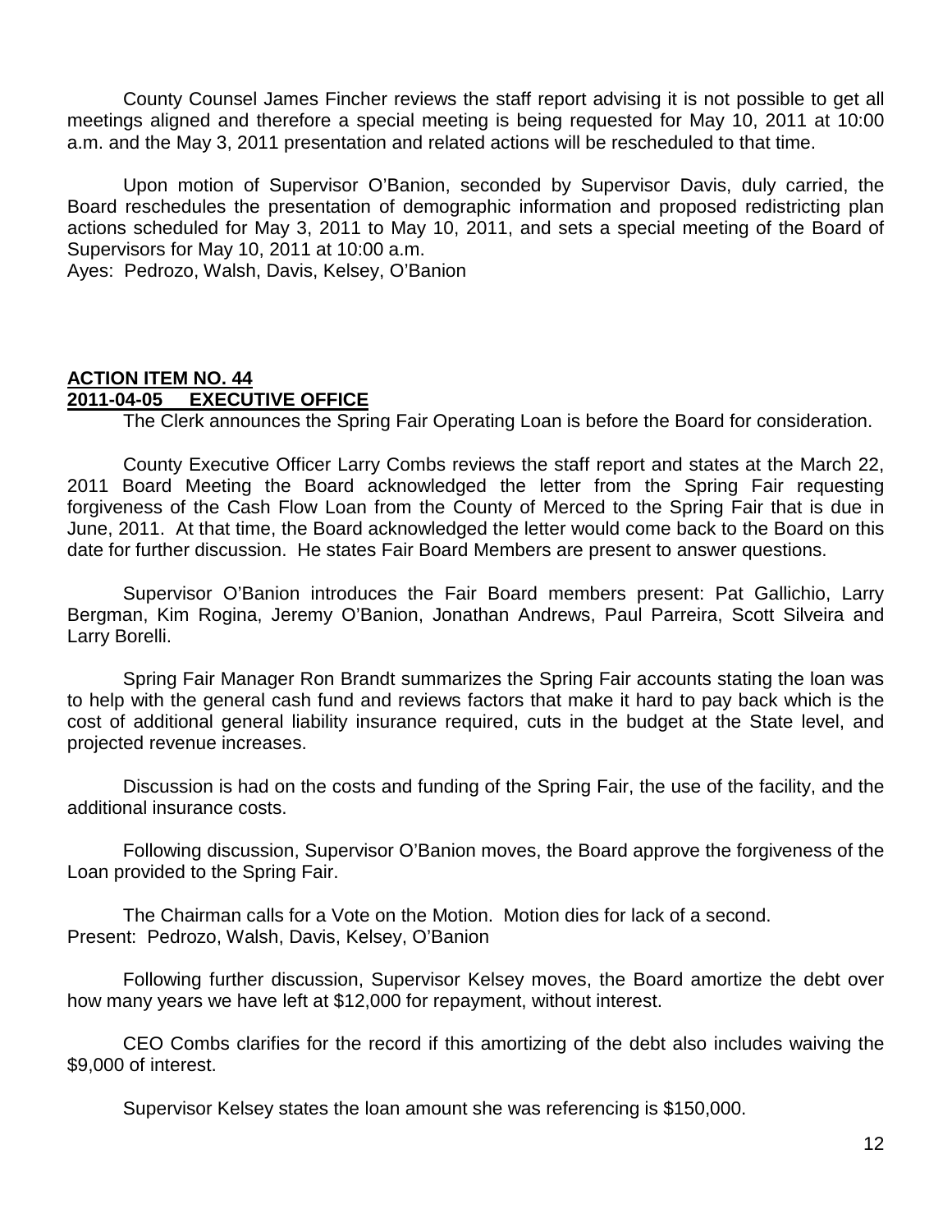County Counsel James Fincher reviews the staff report advising it is not possible to get all meetings aligned and therefore a special meeting is being requested for May 10, 2011 at 10:00 a.m. and the May 3, 2011 presentation and related actions will be rescheduled to that time.

Upon motion of Supervisor O'Banion, seconded by Supervisor Davis, duly carried, the Board reschedules the presentation of demographic information and proposed redistricting plan actions scheduled for May 3, 2011 to May 10, 2011, and sets a special meeting of the Board of Supervisors for May 10, 2011 at 10:00 a.m.
Ayes: Pedrozo, Walsh, Davis, Kelsey, O'Banion

## ACTION ITEM NO. 44
## 2011-04-05 EXECUTIVE OFFICE

The Clerk announces the Spring Fair Operating Loan is before the Board for consideration.

County Executive Officer Larry Combs reviews the staff report and states at the March 22, 2011 Board Meeting the Board acknowledged the letter from the Spring Fair requesting forgiveness of the Cash Flow Loan from the County of Merced to the Spring Fair that is due in June, 2011. At that time, the Board acknowledged the letter would come back to the Board on this date for further discussion. He states Fair Board Members are present to answer questions.

Supervisor O'Banion introduces the Fair Board members present: Pat Gallichio, Larry Bergman, Kim Rogina, Jeremy O'Banion, Jonathan Andrews, Paul Parreira, Scott Silveira and Larry Borelli.

Spring Fair Manager Ron Brandt summarizes the Spring Fair accounts stating the loan was to help with the general cash fund and reviews factors that make it hard to pay back which is the cost of additional general liability insurance required, cuts in the budget at the State level, and projected revenue increases.

Discussion is had on the costs and funding of the Spring Fair, the use of the facility, and the additional insurance costs.

Following discussion, Supervisor O'Banion moves, the Board approve the forgiveness of the Loan provided to the Spring Fair.

The Chairman calls for a Vote on the Motion. Motion dies for lack of a second.
Present: Pedrozo, Walsh, Davis, Kelsey, O'Banion

Following further discussion, Supervisor Kelsey moves, the Board amortize the debt over how many years we have left at $12,000 for repayment, without interest.

CEO Combs clarifies for the record if this amortizing of the debt also includes waiving the $9,000 of interest.

Supervisor Kelsey states the loan amount she was referencing is $150,000.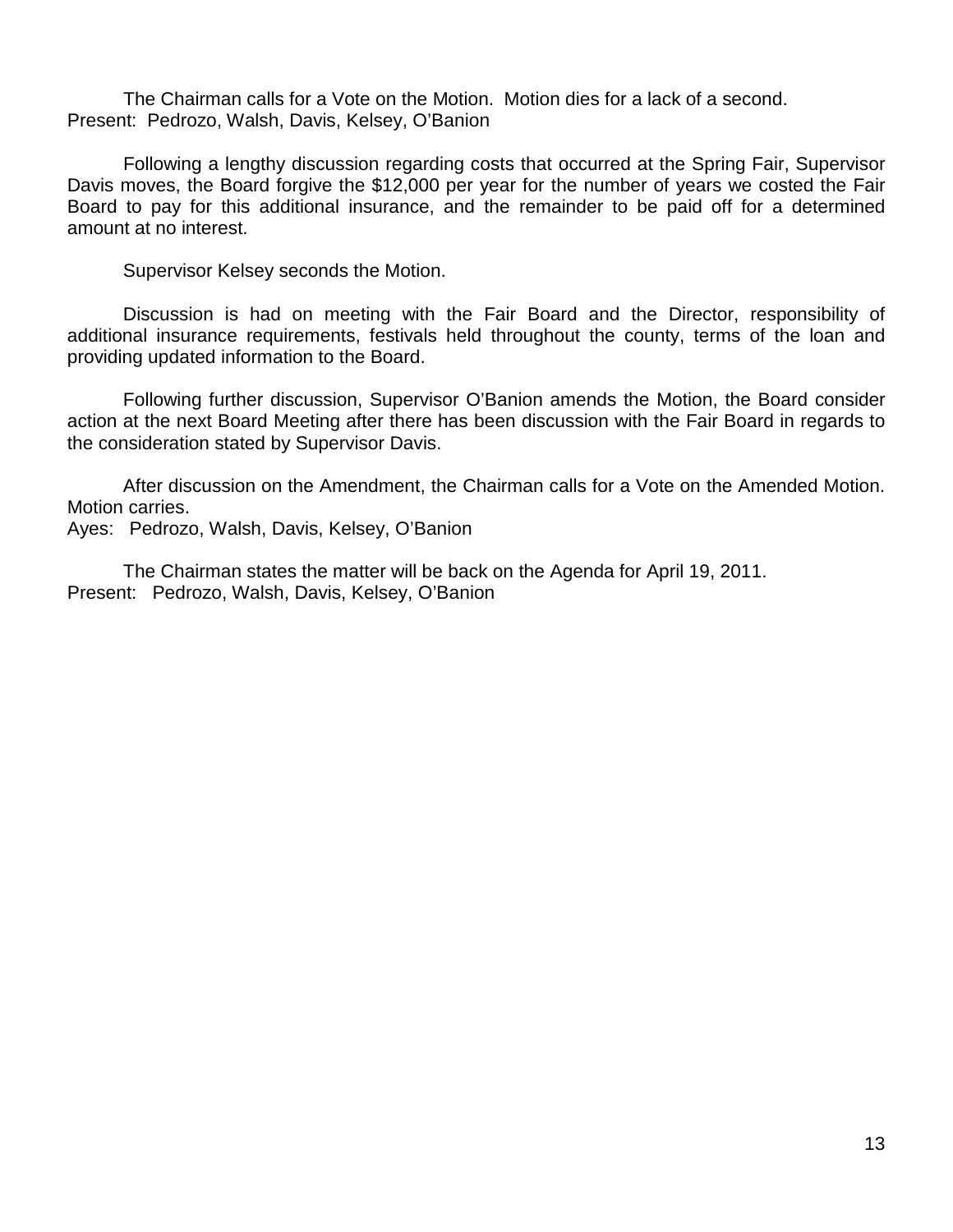The Chairman calls for a Vote on the Motion. Motion dies for a lack of a second.
Present: Pedrozo, Walsh, Davis, Kelsey, O'Banion

Following a lengthy discussion regarding costs that occurred at the Spring Fair, Supervisor Davis moves, the Board forgive the $12,000 per year for the number of years we costed the Fair Board to pay for this additional insurance, and the remainder to be paid off for a determined amount at no interest.

Supervisor Kelsey seconds the Motion.

Discussion is had on meeting with the Fair Board and the Director, responsibility of additional insurance requirements, festivals held throughout the county, terms of the loan and providing updated information to the Board.

Following further discussion, Supervisor O'Banion amends the Motion, the Board consider action at the next Board Meeting after there has been discussion with the Fair Board in regards to the consideration stated by Supervisor Davis.

After discussion on the Amendment, the Chairman calls for a Vote on the Amended Motion. Motion carries.
Ayes: Pedrozo, Walsh, Davis, Kelsey, O'Banion

The Chairman states the matter will be back on the Agenda for April 19, 2011.
Present: Pedrozo, Walsh, Davis, Kelsey, O'Banion